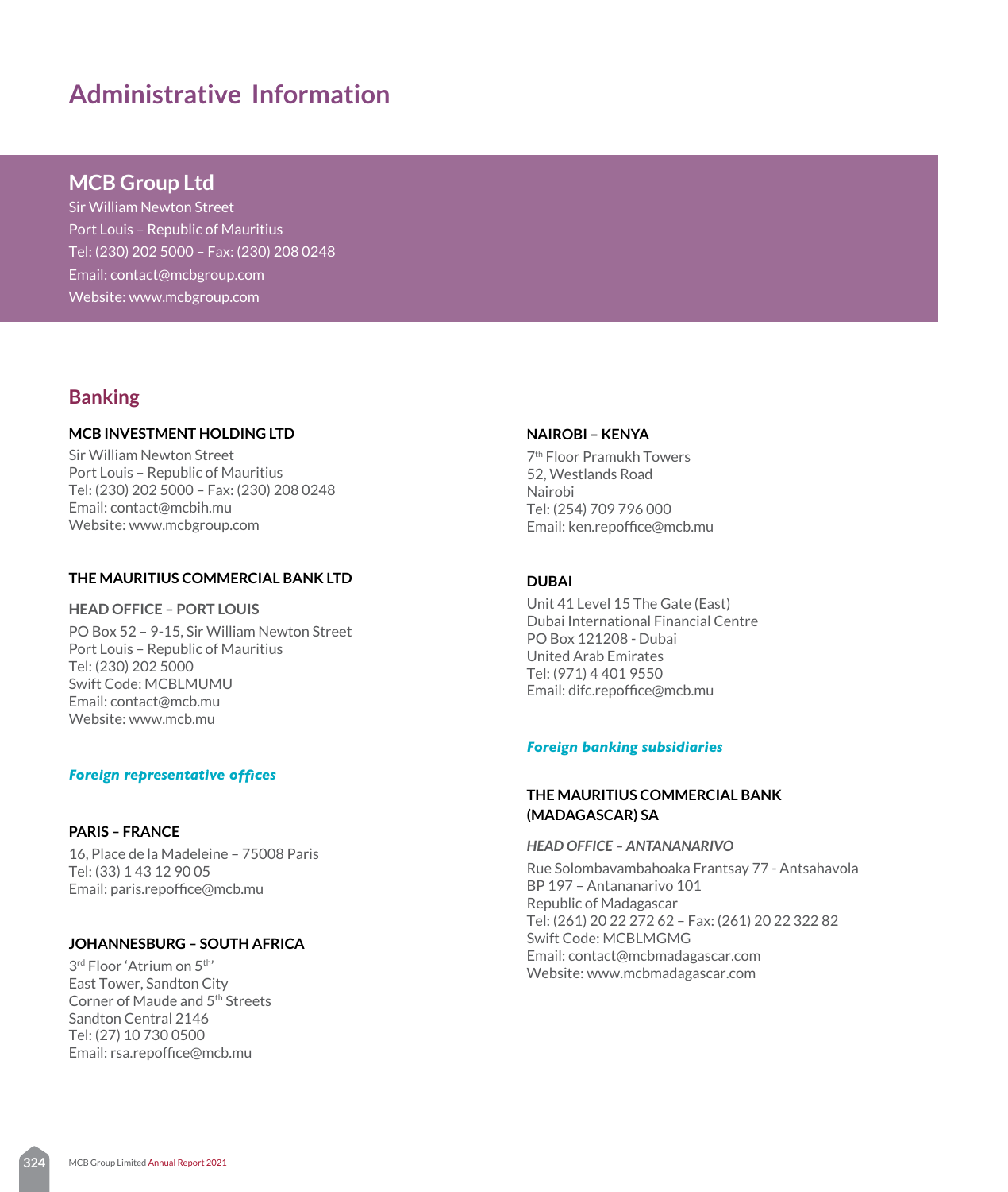# Administrative Information

## MCB Group Ltd

Sir William Newton Street
Port Louis – Republic of Mauritius
Tel: (230) 202 5000 – Fax: (230) 208 0248
Email: contact@mcbgroup.com
Website: www.mcbgroup.com

## Banking

**MCB INVESTMENT HOLDING LTD**

Sir William Newton Street
Port Louis – Republic of Mauritius
Tel: (230) 202 5000 – Fax: (230) 208 0248
Email: contact@mcbih.mu
Website: www.mcbgroup.com

**THE MAURITIUS COMMERCIAL BANK LTD**

**HEAD OFFICE – PORT LOUIS**

PO Box 52 – 9-15, Sir William Newton Street
Port Louis – Republic of Mauritius
Tel: (230) 202 5000
Swift Code: MCBLMUMU
Email: contact@mcb.mu
Website: www.mcb.mu

***Foreign representative offices***

**PARIS – FRANCE**

16, Place de la Madeleine – 75008 Paris
Tel: (33) 1 43 12 90 05
Email: paris.repoffice@mcb.mu

**JOHANNESBURG – SOUTH AFRICA**

3rd Floor 'Atrium on 5th'
East Tower, Sandton City
Corner of Maude and 5th Streets
Sandton Central 2146
Tel: (27) 10 730 0500
Email: rsa.repoffice@mcb.mu

**NAIROBI – KENYA**

7th Floor Pramukh Towers
52, Westlands Road
Nairobi
Tel: (254) 709 796 000
Email: ken.repoffice@mcb.mu

**DUBAI**

Unit 41 Level 15 The Gate (East)
Dubai International Financial Centre
PO Box 121208 - Dubai
United Arab Emirates
Tel: (971) 4 401 9550
Email: difc.repoffice@mcb.mu

***Foreign banking subsidiaries***

**THE MAURITIUS COMMERCIAL BANK (MADAGASCAR) SA**

***HEAD OFFICE – ANTANANARIVO***

Rue Solombavambahoaka Frantsay 77 - Antsahavola
BP 197 – Antananarivo 101
Republic of Madagascar
Tel: (261) 20 22 272 62 – Fax: (261) 20 22 322 82
Swift Code: MCBLMGMG
Email: contact@mcbmadagascar.com
Website: www.mcbmadagascar.com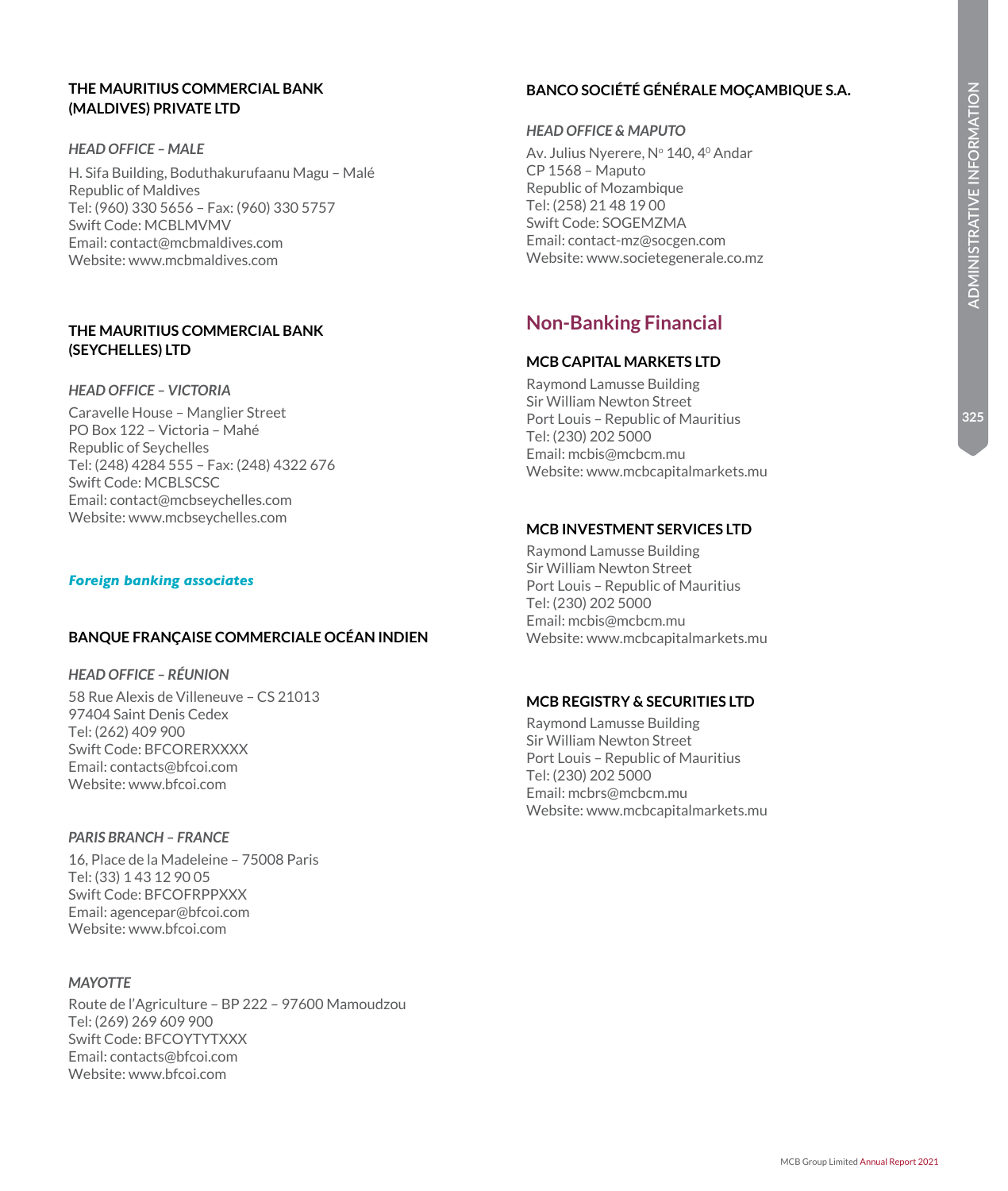### THE MAURITIUS COMMERCIAL BANK (MALDIVES) PRIVATE LTD

*HEAD OFFICE – MALE*

H. Sifa Building, Boduthakurufaanu Magu – Malé
Republic of Maldives
Tel: (960) 330 5656 – Fax: (960) 330 5757
Swift Code: MCBLMVMV
Email: contact@mcbmaldives.com
Website: www.mcbmaldives.com

### THE MAURITIUS COMMERCIAL BANK (SEYCHELLES) LTD

*HEAD OFFICE – VICTORIA*

Caravelle House – Manglier Street
PO Box 122 – Victoria – Mahé
Republic of Seychelles
Tel: (248) 4284 555 – Fax: (248) 4322 676
Swift Code: MCBLSCSC
Email: contact@mcbseychelles.com
Website: www.mcbseychelles.com

## *Foreign banking associates*

### BANQUE FRANÇAISE COMMERCIALE OCÉAN INDIEN

*HEAD OFFICE – RÉUNION*

58 Rue Alexis de Villeneuve – CS 21013
97404 Saint Denis Cedex
Tel: (262) 409 900
Swift Code: BFCORERXXXX
Email: contacts@bfcoi.com
Website: www.bfcoi.com

*PARIS BRANCH – FRANCE*

16, Place de la Madeleine – 75008 Paris
Tel: (33) 1 43 12 90 05
Swift Code: BFCOFRPPXXX
Email: agencepar@bfcoi.com
Website: www.bfcoi.com

*MAYOTTE*

Route de l'Agriculture – BP 222 – 97600 Mamoudzou
Tel: (269) 269 609 900
Swift Code: BFCOYTYTXXX
Email: contacts@bfcoi.com
Website: www.bfcoi.com

### BANCO SOCIÉTÉ GÉNÉRALE MOÇAMBIQUE S.A.

*HEAD OFFICE & MAPUTO*

Av. Julius Nyerere, Nº 140, 4º Andar
CP 1568 – Maputo
Republic of Mozambique
Tel: (258) 21 48 19 00
Swift Code: SOGEMZMA
Email: contact-mz@socgen.com
Website: www.societegenerale.co.mz

## Non-Banking Financial

### MCB CAPITAL MARKETS LTD

Raymond Lamusse Building
Sir William Newton Street
Port Louis – Republic of Mauritius
Tel: (230) 202 5000
Email: mcbis@mcbcm.mu
Website: www.mcbcapitalmarkets.mu

### MCB INVESTMENT SERVICES LTD

Raymond Lamusse Building
Sir William Newton Street
Port Louis – Republic of Mauritius
Tel: (230) 202 5000
Email: mcbis@mcbcm.mu
Website: www.mcbcapitalmarkets.mu

### MCB REGISTRY & SECURITIES LTD

Raymond Lamusse Building
Sir William Newton Street
Port Louis – Republic of Mauritius
Tel: (230) 202 5000
Email: mcbrs@mcbcm.mu
Website: www.mcbcapitalmarkets.mu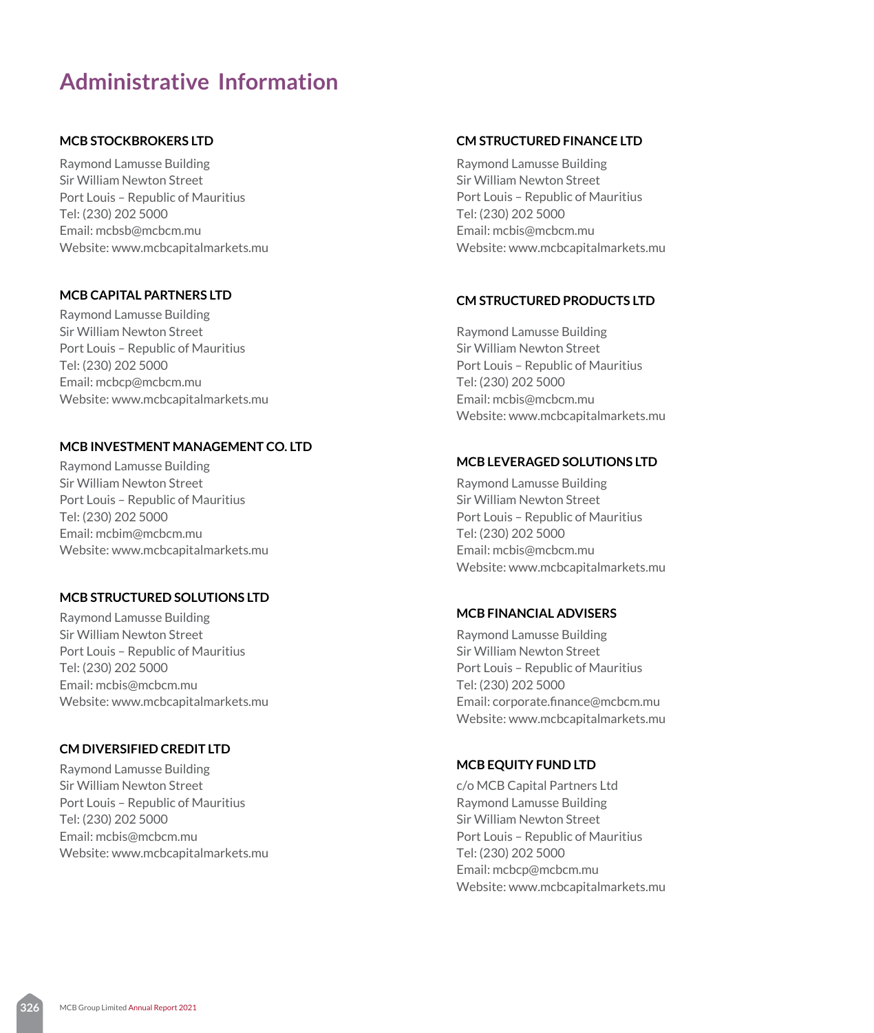# Administrative Information

**MCB STOCKBROKERS LTD**

Raymond Lamusse Building
Sir William Newton Street
Port Louis – Republic of Mauritius
Tel: (230) 202 5000
Email: mcbsb@mcbcm.mu
Website: www.mcbcapitalmarkets.mu

**MCB CAPITAL PARTNERS LTD**

Raymond Lamusse Building
Sir William Newton Street
Port Louis – Republic of Mauritius
Tel: (230) 202 5000
Email: mcbcp@mcbcm.mu
Website: www.mcbcapitalmarkets.mu

**MCB INVESTMENT MANAGEMENT CO. LTD**

Raymond Lamusse Building
Sir William Newton Street
Port Louis – Republic of Mauritius
Tel: (230) 202 5000
Email: mcbim@mcbcm.mu
Website: www.mcbcapitalmarkets.mu

**MCB STRUCTURED SOLUTIONS LTD**

Raymond Lamusse Building
Sir William Newton Street
Port Louis – Republic of Mauritius
Tel: (230) 202 5000
Email: mcbis@mcbcm.mu
Website: www.mcbcapitalmarkets.mu

**CM DIVERSIFIED CREDIT LTD**

Raymond Lamusse Building
Sir William Newton Street
Port Louis – Republic of Mauritius
Tel: (230) 202 5000
Email: mcbis@mcbcm.mu
Website: www.mcbcapitalmarkets.mu

**CM STRUCTURED FINANCE LTD**

Raymond Lamusse Building
Sir William Newton Street
Port Louis – Republic of Mauritius
Tel: (230) 202 5000
Email: mcbis@mcbcm.mu
Website: www.mcbcapitalmarkets.mu

**CM STRUCTURED PRODUCTS LTD**

Raymond Lamusse Building
Sir William Newton Street
Port Louis – Republic of Mauritius
Tel: (230) 202 5000
Email: mcbis@mcbcm.mu
Website: www.mcbcapitalmarkets.mu

**MCB LEVERAGED SOLUTIONS LTD**

Raymond Lamusse Building
Sir William Newton Street
Port Louis – Republic of Mauritius
Tel: (230) 202 5000
Email: mcbis@mcbcm.mu
Website: www.mcbcapitalmarkets.mu

**MCB FINANCIAL ADVISERS**

Raymond Lamusse Building
Sir William Newton Street
Port Louis – Republic of Mauritius
Tel: (230) 202 5000
Email: corporate.finance@mcbcm.mu
Website: www.mcbcapitalmarkets.mu

**MCB EQUITY FUND LTD**

c/o MCB Capital Partners Ltd
Raymond Lamusse Building
Sir William Newton Street
Port Louis – Republic of Mauritius
Tel: (230) 202 5000
Email: mcbcp@mcbcm.mu
Website: www.mcbcapitalmarkets.mu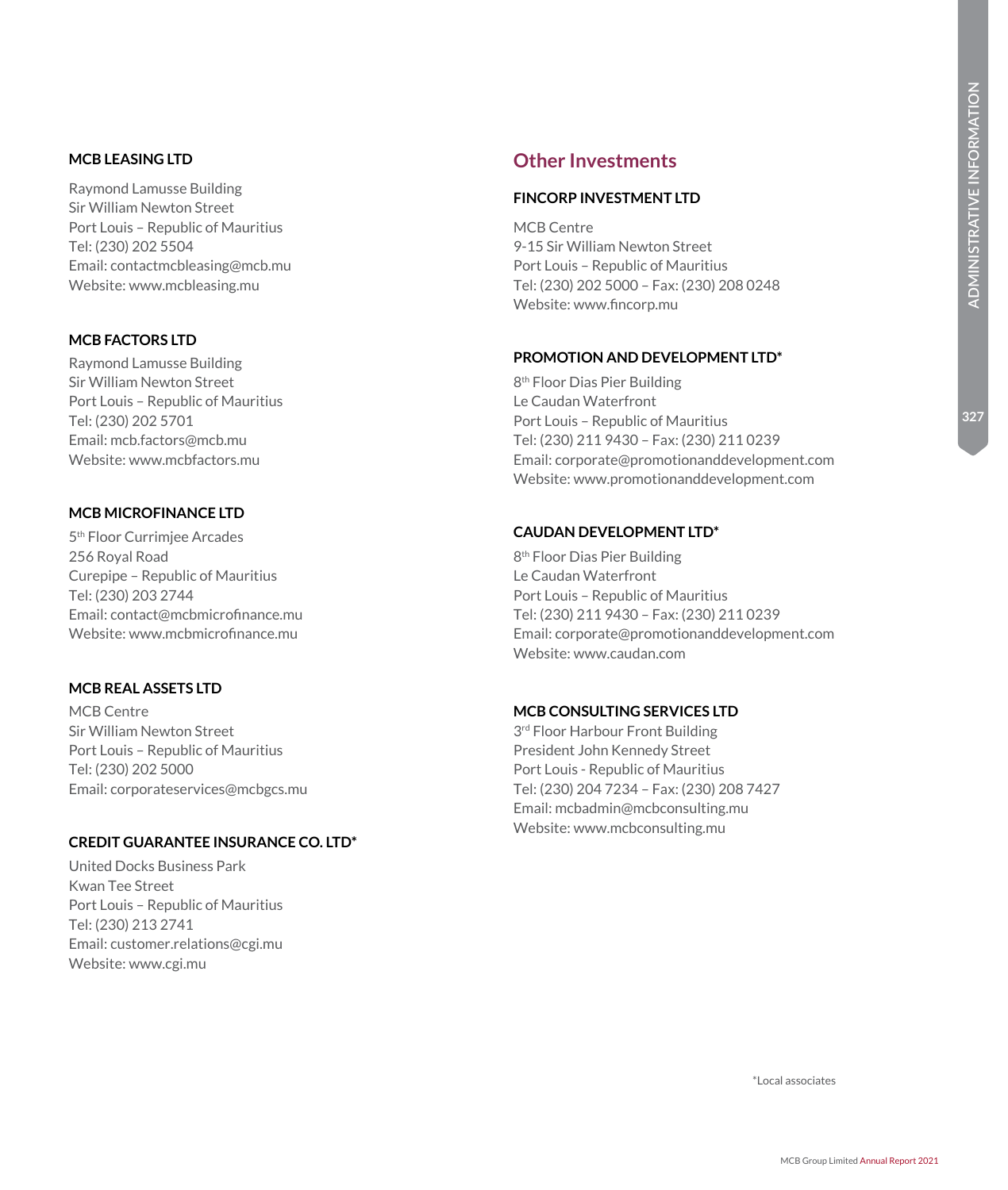### MCB LEASING LTD

Raymond Lamusse Building
Sir William Newton Street
Port Louis – Republic of Mauritius
Tel: (230) 202 5504
Email: contactmcbleasing@mcb.mu
Website: www.mcbleasing.mu

### MCB FACTORS LTD

Raymond Lamusse Building
Sir William Newton Street
Port Louis – Republic of Mauritius
Tel: (230) 202 5701
Email: mcb.factors@mcb.mu
Website: www.mcbfactors.mu

### MCB MICROFINANCE LTD

5th Floor Currimjee Arcades
256 Royal Road
Curepipe – Republic of Mauritius
Tel: (230) 203 2744
Email: contact@mcbmicrofinance.mu
Website: www.mcbmicrofinance.mu

### MCB REAL ASSETS LTD

MCB Centre
Sir William Newton Street
Port Louis – Republic of Mauritius
Tel: (230) 202 5000
Email: corporateservices@mcbgcs.mu

### CREDIT GUARANTEE INSURANCE CO. LTD*

United Docks Business Park
Kwan Tee Street
Port Louis – Republic of Mauritius
Tel: (230) 213 2741
Email: customer.relations@cgi.mu
Website: www.cgi.mu

## Other Investments

### FINCORP INVESTMENT LTD

MCB Centre
9-15 Sir William Newton Street
Port Louis – Republic of Mauritius
Tel: (230) 202 5000 – Fax: (230) 208 0248
Website: www.fincorp.mu

### PROMOTION AND DEVELOPMENT LTD*

8th Floor Dias Pier Building
Le Caudan Waterfront
Port Louis – Republic of Mauritius
Tel: (230) 211 9430 – Fax: (230) 211 0239
Email: corporate@promotionanddevelopment.com
Website: www.promotionanddevelopment.com

### CAUDAN DEVELOPMENT LTD*

8th Floor Dias Pier Building
Le Caudan Waterfront
Port Louis – Republic of Mauritius
Tel: (230) 211 9430 – Fax: (230) 211 0239
Email: corporate@promotionanddevelopment.com
Website: www.caudan.com

### MCB CONSULTING SERVICES LTD

3rd Floor Harbour Front Building
President John Kennedy Street
Port Louis - Republic of Mauritius
Tel: (230) 204 7234 – Fax: (230) 208 7427
Email: mcbadmin@mcbconsulting.mu
Website: www.mcbconsulting.mu

*Local associates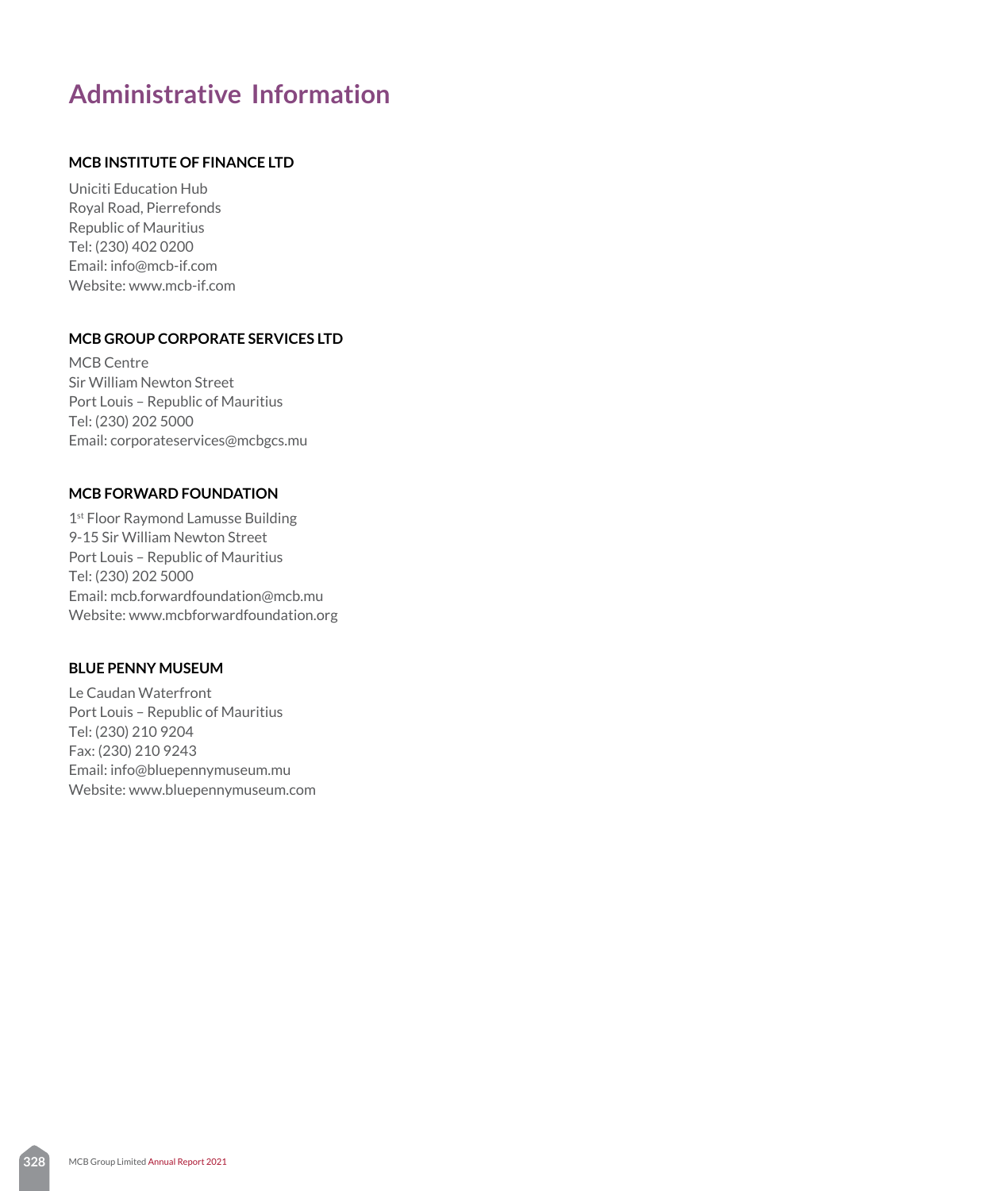# Administrative Information

### MCB INSTITUTE OF FINANCE LTD

Uniciti Education Hub
Royal Road, Pierrefonds
Republic of Mauritius
Tel: (230) 402 0200
Email: info@mcb-if.com
Website: www.mcb-if.com

### MCB GROUP CORPORATE SERVICES LTD

MCB Centre
Sir William Newton Street
Port Louis – Republic of Mauritius
Tel: (230) 202 5000
Email: corporateservices@mcbgcs.mu

### MCB FORWARD FOUNDATION

1st Floor Raymond Lamusse Building
9-15 Sir William Newton Street
Port Louis – Republic of Mauritius
Tel: (230) 202 5000
Email: mcb.forwardfoundation@mcb.mu
Website: www.mcbforwardfoundation.org

### BLUE PENNY MUSEUM

Le Caudan Waterfront
Port Louis – Republic of Mauritius
Tel: (230) 210 9204
Fax: (230) 210 9243
Email: info@bluepennymuseum.mu
Website: www.bluepennymuseum.com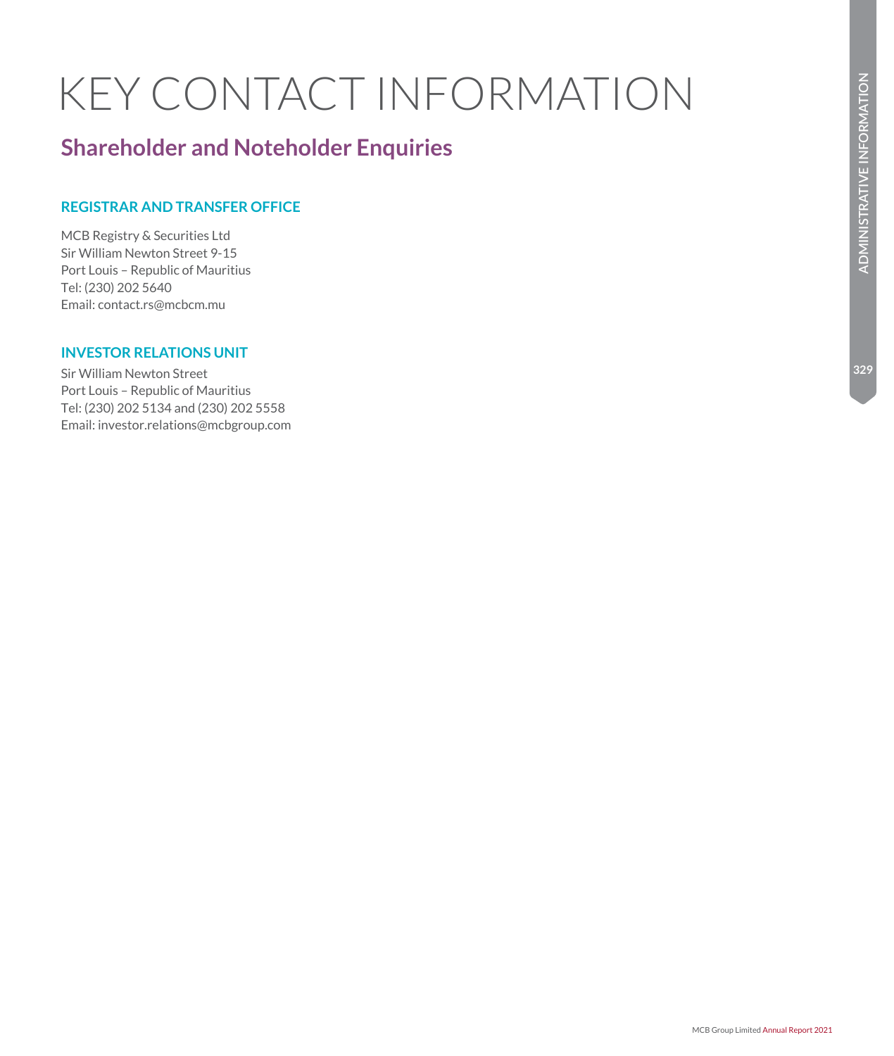# KEY CONTACT INFORMATION

## Shareholder and Noteholder Enquiries

### REGISTRAR AND TRANSFER OFFICE

MCB Registry & Securities Ltd
Sir William Newton Street 9-15
Port Louis – Republic of Mauritius
Tel: (230) 202 5640
Email: contact.rs@mcbcm.mu

### INVESTOR RELATIONS UNIT

Sir William Newton Street
Port Louis – Republic of Mauritius
Tel: (230) 202 5134 and (230) 202 5558
Email: investor.relations@mcbgroup.com